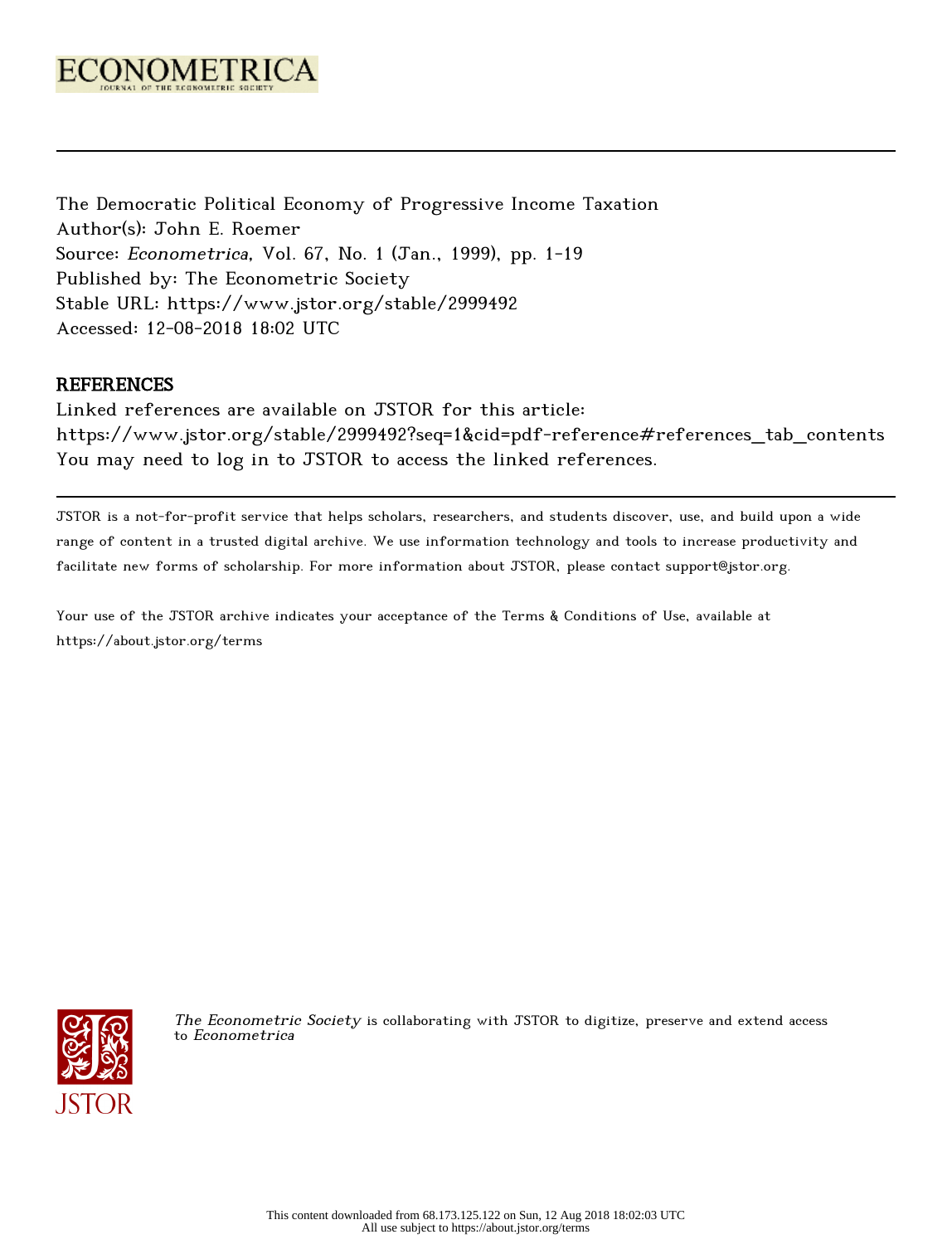# ECONOMETRICA

JOURNAL OF THE ECONOMETRIC SOCIETY

The Democratic Political Economy of Progressive Income Taxation
Author(s): John E. Roemer
Source: *Econometrica*, Vol. 67, No. 1 (Jan., 1999), pp. 1-19
Published by: The Econometric Society
Stable URL: https://www.jstor.org/stable/2999492
Accessed: 12-08-2018 18:02 UTC

## REFERENCES

Linked references are available on JSTOR for this article:
https://www.jstor.org/stable/2999492?seq=1&cid=pdf-reference#references_tab_contents
You may need to log in to JSTOR to access the linked references.

JSTOR is a not-for-profit service that helps scholars, researchers, and students discover, use, and build upon a wide range of content in a trusted digital archive. We use information technology and tools to increase productivity and facilitate new forms of scholarship. For more information about JSTOR, please contact support@jstor.org.

Your use of the JSTOR archive indicates your acceptance of the Terms & Conditions of Use, available at https://about.jstor.org/terms

*The Econometric Society* is collaborating with JSTOR to digitize, preserve and extend access to *Econometrica*

This content downloaded from 68.173.125.122 on Sun, 12 Aug 2018 18:02:03 UTC
All use subject to https://about.jstor.org/terms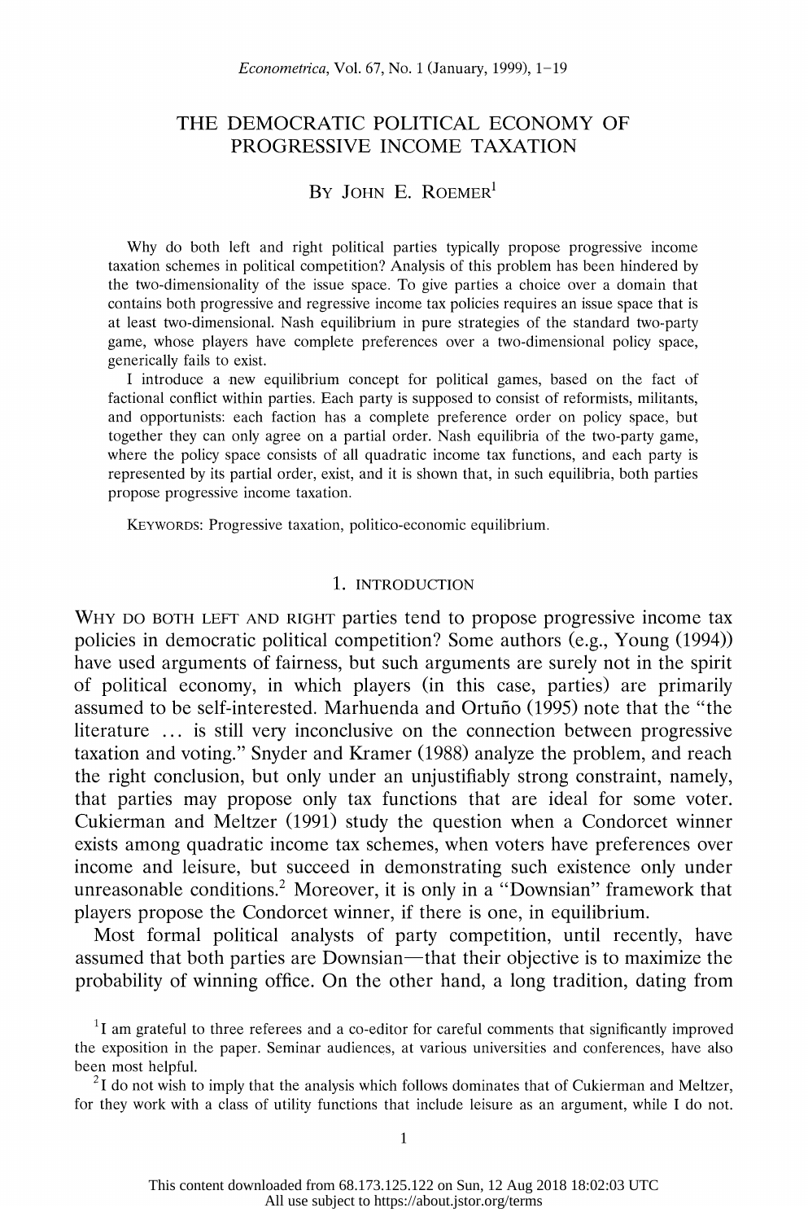# THE DEMOCRATIC POLITICAL ECONOMY OF PROGRESSIVE INCOME TAXATION

By John E. Roemer[1]

Why do both left and right political parties typically propose progressive income taxation schemes in political competition? Analysis of this problem has been hindered by the two-dimensionality of the issue space. To give parties a choice over a domain that contains both progressive and regressive income tax policies requires an issue space that is at least two-dimensional. Nash equilibrium in pure strategies of the standard two-party game, whose players have complete preferences over a two-dimensional policy space, generically fails to exist.

I introduce a new equilibrium concept for political games, based on the fact of factional conflict within parties. Each party is supposed to consist of reformists, militants, and opportunists: each faction has a complete preference order on policy space, but together they can only agree on a partial order. Nash equilibria of the two-party game, where the policy space consists of all quadratic income tax functions, and each party is represented by its partial order, exist, and it is shown that, in such equilibria, both parties propose progressive income taxation.

Keywords: Progressive taxation, politico-economic equilibrium.

## 1. INTRODUCTION

Why do both left and right parties tend to propose progressive income tax policies in democratic political competition? Some authors (e.g., Young (1994)) have used arguments of fairness, but such arguments are surely not in the spirit of political economy, in which players (in this case, parties) are primarily assumed to be self-interested. Marhuenda and Ortuño (1995) note that the "the literature ... is still very inconclusive on the connection between progressive taxation and voting." Snyder and Kramer (1988) analyze the problem, and reach the right conclusion, but only under an unjustifiably strong constraint, namely, that parties may propose only tax functions that are ideal for some voter. Cukierman and Meltzer (1991) study the question when a Condorcet winner exists among quadratic income tax schemes, when voters have preferences over income and leisure, but succeed in demonstrating such existence only under unreasonable conditions.[2] Moreover, it is only in a "Downsian" framework that players propose the Condorcet winner, if there is one, in equilibrium.

Most formal political analysts of party competition, until recently, have assumed that both parties are Downsian—that their objective is to maximize the probability of winning office. On the other hand, a long tradition, dating from

[1] I am grateful to three referees and a co-editor for careful comments that significantly improved the exposition in the paper. Seminar audiences, at various universities and conferences, have also been most helpful.

[2] I do not wish to imply that the analysis which follows dominates that of Cukierman and Meltzer, for they work with a class of utility functions that include leisure as an argument, while I do not.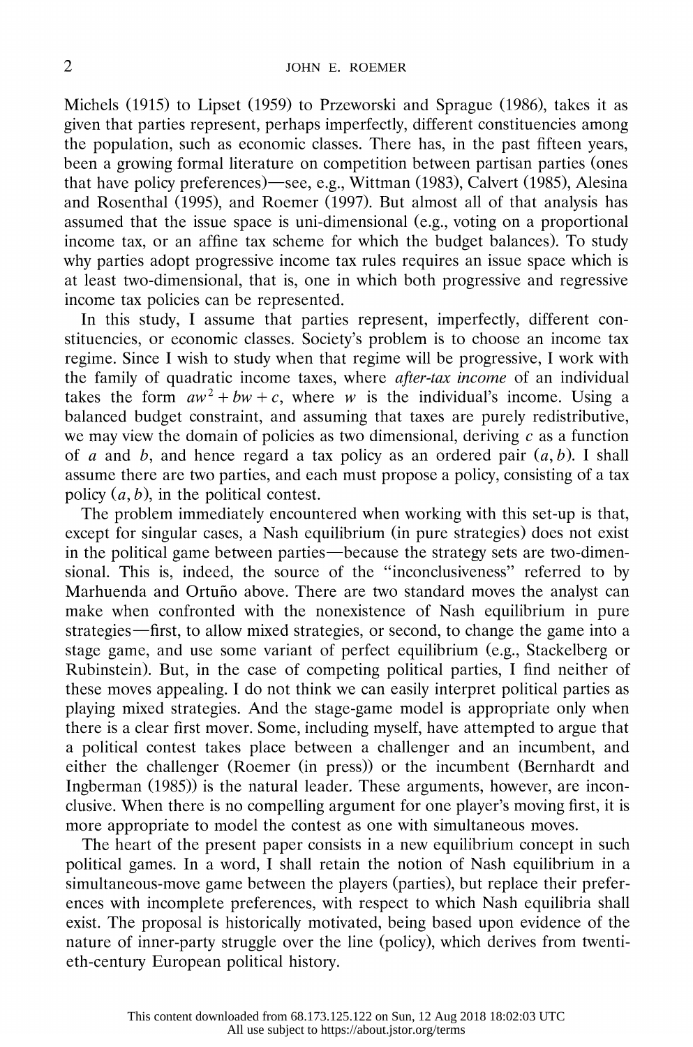Michels (1915) to Lipset (1959) to Przeworski and Sprague (1986), takes it as given that parties represent, perhaps imperfectly, different constituencies among the population, such as economic classes. There has, in the past fifteen years, been a growing formal literature on competition between partisan parties (ones that have policy preferences)—see, e.g., Wittman (1983), Calvert (1985), Alesina and Rosenthal (1995), and Roemer (1997). But almost all of that analysis has assumed that the issue space is uni-dimensional (e.g., voting on a proportional income tax, or an affine tax scheme for which the budget balances). To study why parties adopt progressive income tax rules requires an issue space which is at least two-dimensional, that is, one in which both progressive and regressive income tax policies can be represented.

In this study, I assume that parties represent, imperfectly, different constituencies, or economic classes. Society's problem is to choose an income tax regime. Since I wish to study when that regime will be progressive, I work with the family of quadratic income taxes, where *after-tax income* of an individual takes the form $aw^2 + bw + c$, where $w$ is the individual's income. Using a balanced budget constraint, and assuming that taxes are purely redistributive, we may view the domain of policies as two dimensional, deriving $c$ as a function of $a$ and $b$, and hence regard a tax policy as an ordered pair $(a, b)$. I shall assume there are two parties, and each must propose a policy, consisting of a tax policy $(a, b)$, in the political contest.

The problem immediately encountered when working with this set-up is that, except for singular cases, a Nash equilibrium (in pure strategies) does not exist in the political game between parties—because the strategy sets are two-dimensional. This is, indeed, the source of the "inconclusiveness" referred to by Marhuenda and Ortuño above. There are two standard moves the analyst can make when confronted with the nonexistence of Nash equilibrium in pure strategies—first, to allow mixed strategies, or second, to change the game into a stage game, and use some variant of perfect equilibrium (e.g., Stackelberg or Rubinstein). But, in the case of competing political parties, I find neither of these moves appealing. I do not think we can easily interpret political parties as playing mixed strategies. And the stage-game model is appropriate only when there is a clear first mover. Some, including myself, have attempted to argue that a political contest takes place between a challenger and an incumbent, and either the challenger (Roemer (in press)) or the incumbent (Bernhardt and Ingberman (1985)) is the natural leader. These arguments, however, are inconclusive. When there is no compelling argument for one player's moving first, it is more appropriate to model the contest as one with simultaneous moves.

The heart of the present paper consists in a new equilibrium concept in such political games. In a word, I shall retain the notion of Nash equilibrium in a simultaneous-move game between the players (parties), but replace their preferences with incomplete preferences, with respect to which Nash equilibria shall exist. The proposal is historically motivated, being based upon evidence of the nature of inner-party struggle over the line (policy), which derives from twentieth-century European political history.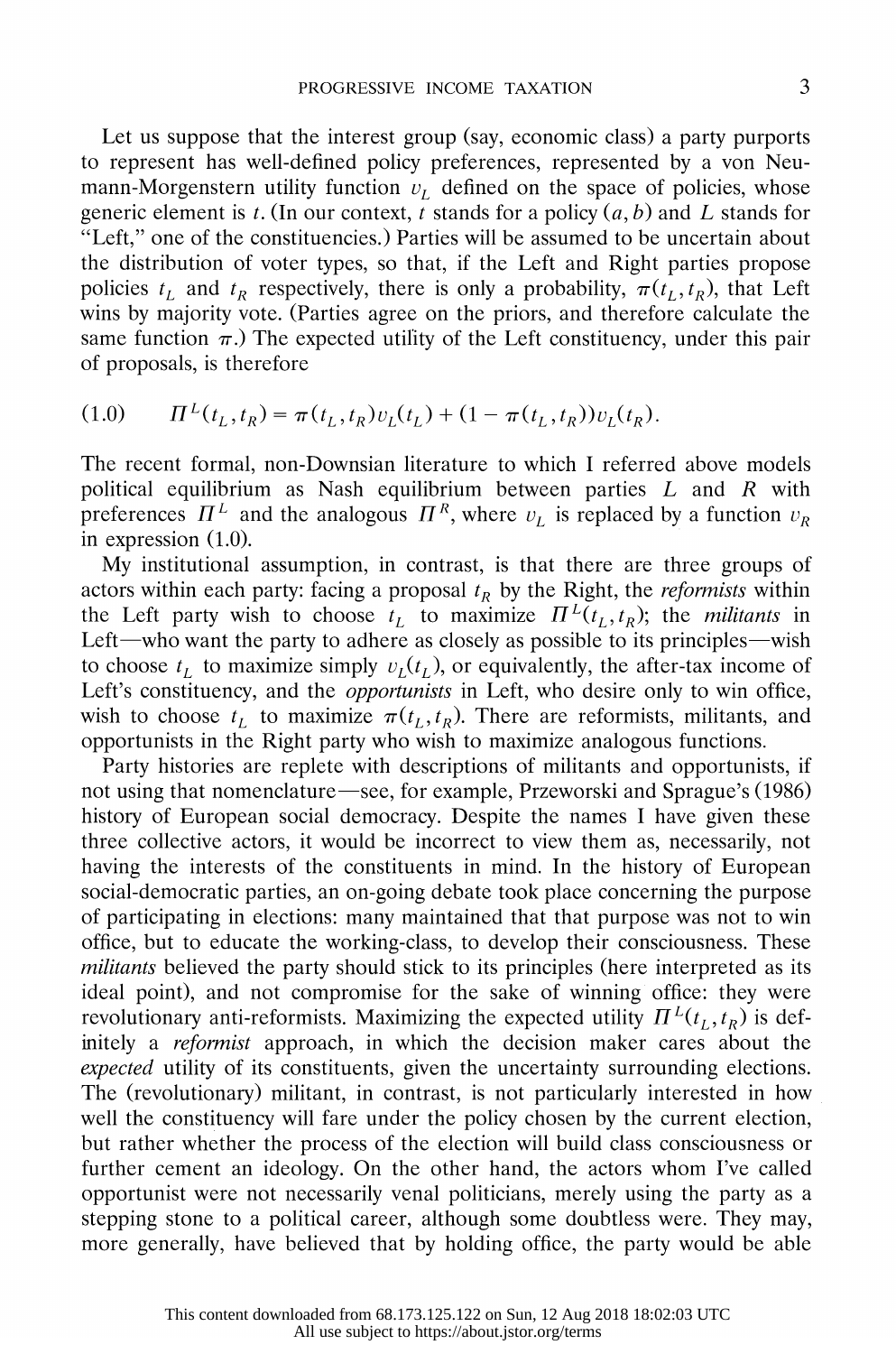Let us suppose that the interest group (say, economic class) a party purports to represent has well-defined policy preferences, represented by a von Neumann-Morgenstern utility function $v_L$ defined on the space of policies, whose generic element is $t$. (In our context, $t$ stands for a policy $(a, b)$ and $L$ stands for "Left," one of the constituencies.) Parties will be assumed to be uncertain about the distribution of voter types, so that, if the Left and Right parties propose policies $t_L$ and $t_R$ respectively, there is only a probability, $\pi(t_L, t_R)$, that Left wins by majority vote. (Parties agree on the priors, and therefore calculate the same function $\pi$.) The expected utility of the Left constituency, under this pair of proposals, is therefore

$$(1.0) \qquad \Pi^L(t_L, t_R) = \pi(t_L, t_R)v_L(t_L) + (1 - \pi(t_L, t_R))v_L(t_R).$$

The recent formal, non-Downsian literature to which I referred above models political equilibrium as Nash equilibrium between parties $L$ and $R$ with preferences $\Pi^L$ and the analogous $\Pi^R$, where $v_L$ is replaced by a function $v_R$ in expression (1.0).

My institutional assumption, in contrast, is that there are three groups of actors within each party: facing a proposal $t_R$ by the Right, the *reformists* within the Left party wish to choose $t_L$ to maximize $\Pi^L(t_L, t_R)$; the *militants* in Left—who want the party to adhere as closely as possible to its principles—wish to choose $t_L$ to maximize simply $v_L(t_L)$, or equivalently, the after-tax income of Left's constituency, and the *opportunists* in Left, who desire only to win office, wish to choose $t_L$ to maximize $\pi(t_L, t_R)$. There are reformists, militants, and opportunists in the Right party who wish to maximize analogous functions.

Party histories are replete with descriptions of militants and opportunists, if not using that nomenclature—see, for example, Przeworski and Sprague's (1986) history of European social democracy. Despite the names I have given these three collective actors, it would be incorrect to view them as, necessarily, not having the interests of the constituents in mind. In the history of European social-democratic parties, an on-going debate took place concerning the purpose of participating in elections: many maintained that that purpose was not to win office, but to educate the working-class, to develop their consciousness. These *militants* believed the party should stick to its principles (here interpreted as its ideal point), and not compromise for the sake of winning office: they were revolutionary anti-reformists. Maximizing the expected utility $\Pi^L(t_L, t_R)$ is definitely a *reformist* approach, in which the decision maker cares about the *expected* utility of its constituents, given the uncertainty surrounding elections. The (revolutionary) militant, in contrast, is not particularly interested in how well the constituency will fare under the policy chosen by the current election, but rather whether the process of the election will build class consciousness or further cement an ideology. On the other hand, the actors whom I've called opportunist were not necessarily venal politicians, merely using the party as a stepping stone to a political career, although some doubtless were. They may, more generally, have believed that by holding office, the party would be able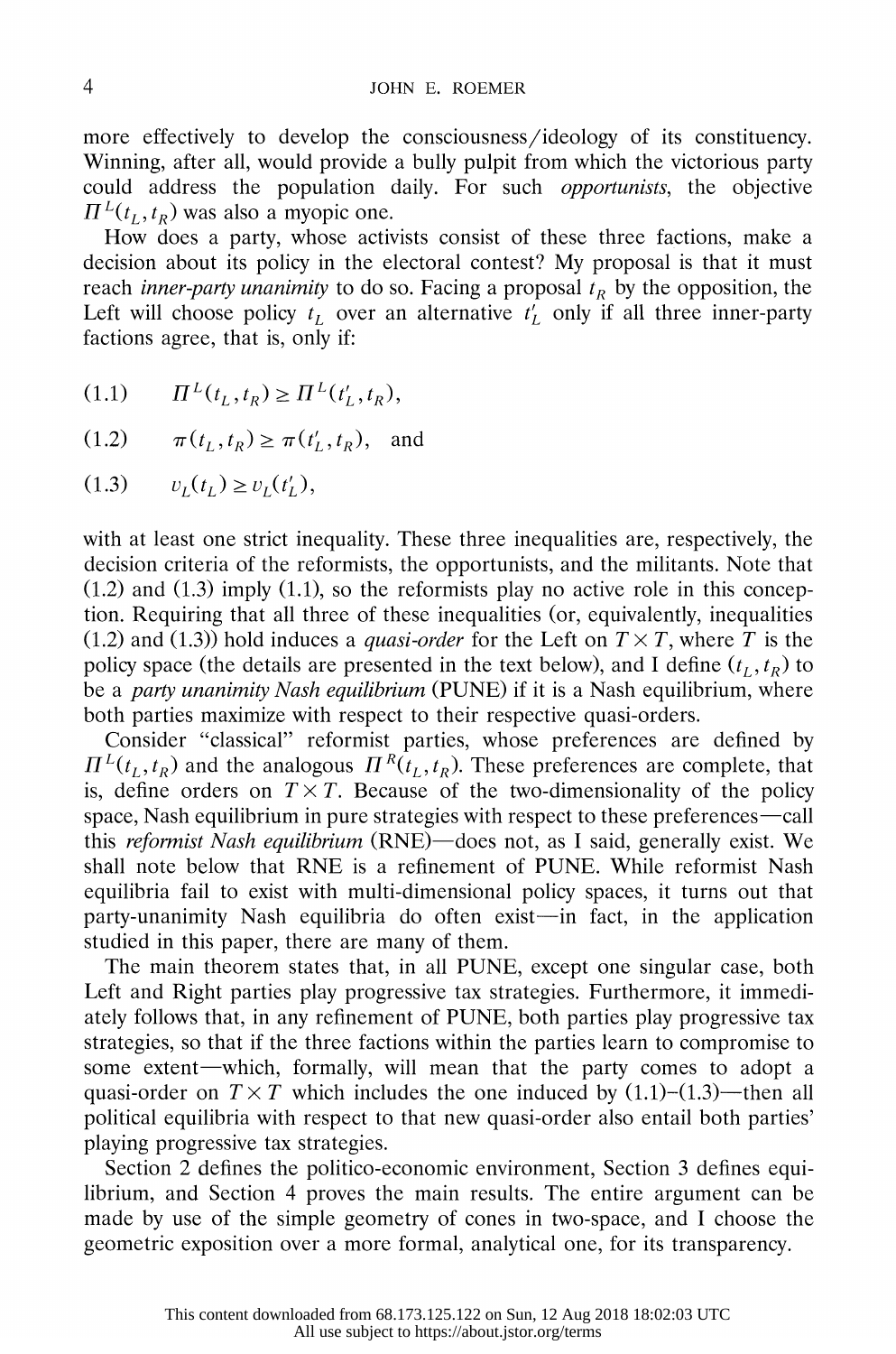more effectively to develop the consciousness/ideology of its constituency. Winning, after all, would provide a bully pulpit from which the victorious party could address the population daily. For such *opportunists*, the objective $\Pi^L(t_L, t_R)$ was also a myopic one.

How does a party, whose activists consist of these three factions, make a decision about its policy in the electoral contest? My proposal is that it must reach *inner-party unanimity* to do so. Facing a proposal $t_R$ by the opposition, the Left will choose policy $t_L$ over an alternative $t'_L$ only if all three inner-party factions agree, that is, only if:

$$(1.1) \qquad \Pi^L(t_L, t_R) \geq \Pi^L(t'_L, t_R),$$

$$(1.2) \qquad \pi(t_L, t_R) \geq \pi(t'_L, t_R), \quad \text{and}$$

$$(1.3) \qquad v_L(t_L) \geq v_L(t'_L),$$

with at least one strict inequality. These three inequalities are, respectively, the decision criteria of the reformists, the opportunists, and the militants. Note that (1.2) and (1.3) imply (1.1), so the reformists play no active role in this conception. Requiring that all three of these inequalities (or, equivalently, inequalities (1.2) and (1.3)) hold induces a *quasi-order* for the Left on $T \times T$, where $T$ is the policy space (the details are presented in the text below), and I define $(t_L, t_R)$ to be a *party unanimity Nash equilibrium* (PUNE) if it is a Nash equilibrium, where both parties maximize with respect to their respective quasi-orders.

Consider "classical" reformist parties, whose preferences are defined by $\Pi^L(t_L, t_R)$ and the analogous $\Pi^R(t_L, t_R)$. These preferences are complete, that is, define orders on $T \times T$. Because of the two-dimensionality of the policy space, Nash equilibrium in pure strategies with respect to these preferences—call this *reformist Nash equilibrium* (RNE)—does not, as I said, generally exist. We shall note below that RNE is a refinement of PUNE. While reformist Nash equilibria fail to exist with multi-dimensional policy spaces, it turns out that party-unanimity Nash equilibria do often exist—in fact, in the application studied in this paper, there are many of them.

The main theorem states that, in all PUNE, except one singular case, both Left and Right parties play progressive tax strategies. Furthermore, it immediately follows that, in any refinement of PUNE, both parties play progressive tax strategies, so that if the three factions within the parties learn to compromise to some extent—which, formally, will mean that the party comes to adopt a quasi-order on $T \times T$ which includes the one induced by (1.1)–(1.3)—then all political equilibria with respect to that new quasi-order also entail both parties' playing progressive tax strategies.

Section 2 defines the politico-economic environment, Section 3 defines equilibrium, and Section 4 proves the main results. The entire argument can be made by use of the simple geometry of cones in two-space, and I choose the geometric exposition over a more formal, analytical one, for its transparency.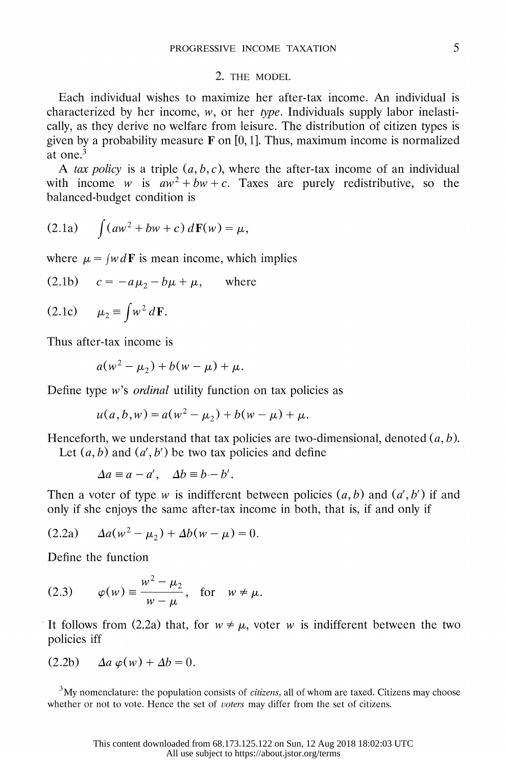## 2. THE MODEL

Each individual wishes to maximize her after-tax income. An individual is characterized by her income, $w$, or her *type*. Individuals supply labor inelastically, as they derive no welfare from leisure. The distribution of citizen types is given by a probability measure $\mathbf{F}$ on $[0, 1]$. Thus, maximum income is normalized at one.[3]

A *tax policy* is a triple $(a, b, c)$, where the after-tax income of an individual with income $w$ is $aw^2 + bw + c$. Taxes are purely redistributive, so the balanced-budget condition is

$$\text{(2.1a)} \qquad \int (aw^2 + bw + c)\, d\mathbf{F}(w) = \mu,$$

where $\mu = \int w\, d\mathbf{F}$ is mean income, which implies

$$\text{(2.1b)} \qquad c = -a\mu_2 - b\mu + \mu, \qquad \text{where}$$

$$\text{(2.1c)} \qquad \mu_2 \equiv \int w^2\, d\mathbf{F}.$$

Thus after-tax income is

$$a(w^2 - \mu_2) + b(w - \mu) + \mu.$$

Define type $w$'s *ordinal* utility function on tax policies as

$$u(a, b, w) = a(w^2 - \mu_2) + b(w - \mu) + \mu.$$

Henceforth, we understand that tax policies are two-dimensional, denoted $(a, b)$.

Let $(a, b)$ and $(a', b')$ be two tax policies and define

$$\Delta a \equiv a - a', \quad \Delta b \equiv b - b'.$$

Then a voter of type $w$ is indifferent between policies $(a, b)$ and $(a', b')$ if and only if she enjoys the same after-tax income in both, that is, if and only if

$$\text{(2.2a)} \qquad \Delta a(w^2 - \mu_2) + \Delta b(w - \mu) = 0.$$

Define the function

$$\text{(2.3)} \qquad \varphi(w) \equiv \frac{w^2 - \mu_2}{w - \mu}, \quad \text{for} \quad w \neq \mu.$$

It follows from (2.2a) that, for $w \neq \mu$, voter $w$ is indifferent between the two policies iff

$$\text{(2.2b)} \qquad \Delta a\, \varphi(w) + \Delta b = 0.$$

[3] My nomenclature: the population consists of *citizens*, all of whom are taxed. Citizens may choose whether or not to vote. Hence the set of *voters* may differ from the set of citizens.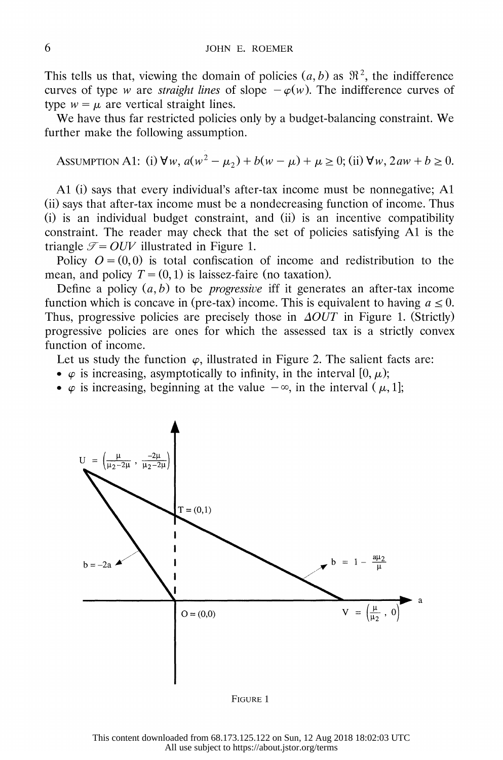This tells us that, viewing the domain of policies $(a, b)$ as $\Re^2$, the indifference curves of type $w$ are *straight lines* of slope $-\varphi(w)$. The indifference curves of type $w = \mu$ are vertical straight lines.

We have thus far restricted policies only by a budget-balancing constraint. We further make the following assumption.

ASSUMPTION A1: (i) $\forall w,\ a(w^2 - \mu_2) + b(w - \mu) + \mu \geq 0$; (ii) $\forall w,\ 2aw + b \geq 0$.

A1 (i) says that every individual's after-tax income must be nonnegative; A1 (ii) says that after-tax income must be a nondecreasing function of income. Thus (i) is an individual budget constraint, and (ii) is an incentive compatibility constraint. The reader may check that the set of policies satisfying A1 is the triangle $\mathscr{T} = OUV$ illustrated in Figure 1.

Policy $O = (0,0)$ is total confiscation of income and redistribution to the mean, and policy $T = (0,1)$ is laissez-faire (no taxation).

Define a policy $(a, b)$ to be *progressive* iff it generates an after-tax income function which is concave in (pre-tax) income. This is equivalent to having $a \leq 0$. Thus, progressive policies are precisely those in $\Delta OUT$ in Figure 1. (Strictly) progressive policies are ones for which the assessed tax is a strictly convex function of income.

Let us study the function $\varphi$, illustrated in Figure 2. The salient facts are:

- $\varphi$ is increasing, asymptotically to infinity, in the interval $[0, \mu)$;
- $\varphi$ is increasing, beginning at the value $-\infty$, in the interval $(\mu, 1]$;

FIGURE 1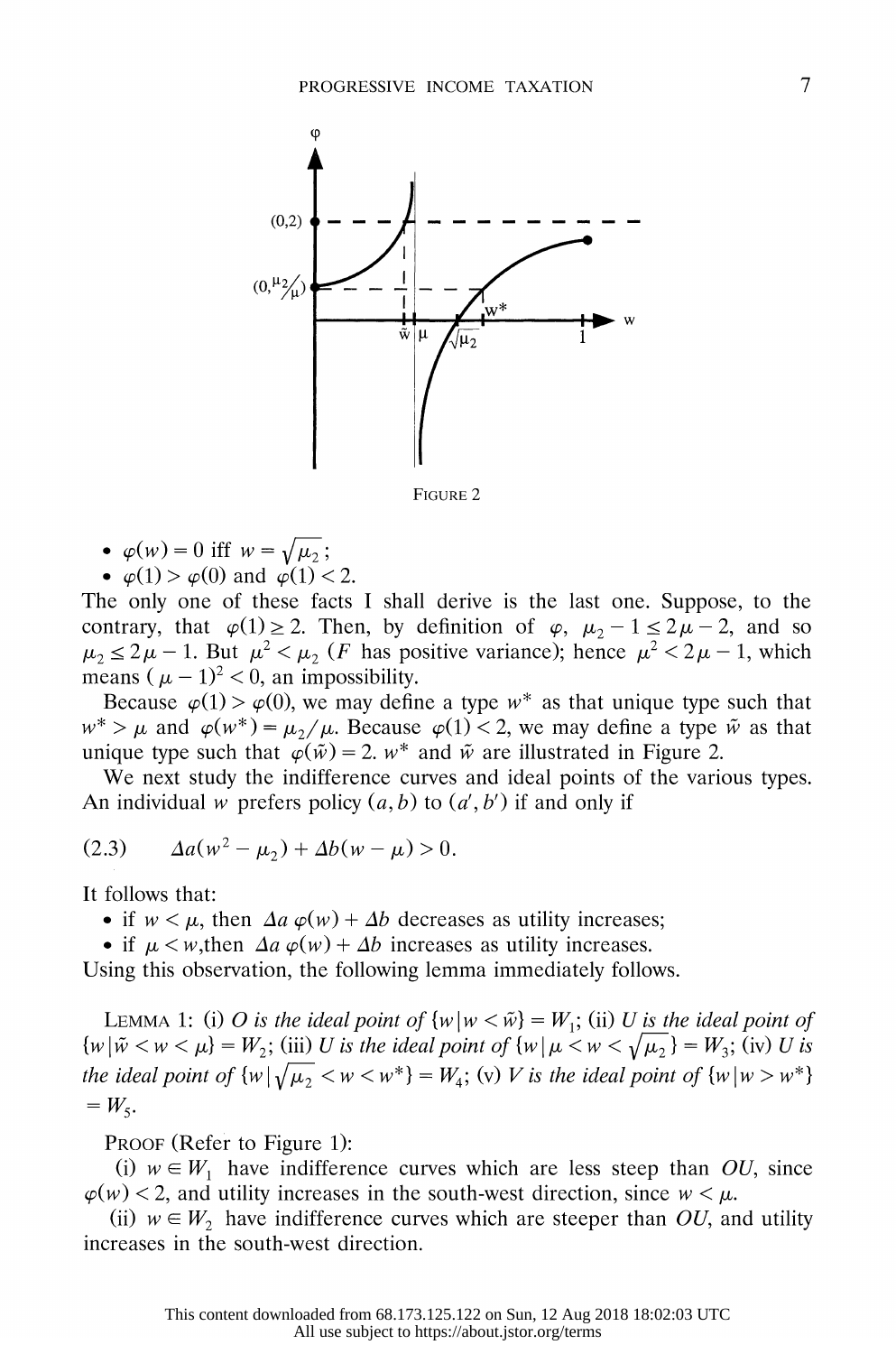FIGURE 2

- $\varphi(w) = 0$ iff $w = \sqrt{\mu_2}$;
- $\varphi(1) > \varphi(0)$ and $\varphi(1) < 2$.

The only one of these facts I shall derive is the last one. Suppose, to the contrary, that $\varphi(1) \geq 2$. Then, by definition of $\varphi$, $\mu_2 - 1 \leq 2\mu - 2$, and so $\mu_2 \leq 2\mu - 1$. But $\mu^2 < \mu_2$ ($F$ has positive variance); hence $\mu^2 < 2\mu - 1$, which means $(\mu - 1)^2 < 0$, an impossibility.

Because $\varphi(1) > \varphi(0)$, we may define a type $w^*$ as that unique type such that $w^* > \mu$ and $\varphi(w^*) = \mu_2/\mu$. Because $\varphi(1) < 2$, we may define a type $\tilde{w}$ as that unique type such that $\varphi(\tilde{w}) = 2$. $w^*$ and $\tilde{w}$ are illustrated in Figure 2.

We next study the indifference curves and ideal points of the various types. An individual $w$ prefers policy $(a, b)$ to $(a', b')$ if and only if

$$(2.3) \qquad \Delta a(w^2 - \mu_2) + \Delta b(w - \mu) > 0.$$

It follows that:

- if $w < \mu$, then $\Delta a\, \varphi(w) + \Delta b$ decreases as utility increases;
- if $\mu < w$, then $\Delta a\, \varphi(w) + \Delta b$ increases as utility increases.

Using this observation, the following lemma immediately follows.

LEMMA 1: *(i) $O$ is the ideal point of $\{w \mid w < \tilde{w}\} = W_1$; (ii) $U$ is the ideal point of $\{w \mid \tilde{w} < w < \mu\} = W_2$; (iii) $U$ is the ideal point of $\{w \mid \mu < w < \sqrt{\mu_2}\} = W_3$; (iv) $U$ is the ideal point of $\{w \mid \sqrt{\mu_2} < w < w^*\} = W_4$; (v) $V$ is the ideal point of $\{w \mid w > w^*\} = W_5$.*

PROOF (Refer to Figure 1):

(i) $w \in W_1$ have indifference curves which are less steep than $OU$, since $\varphi(w) < 2$, and utility increases in the south-west direction, since $w < \mu$.

(ii) $w \in W_2$ have indifference curves which are steeper than $OU$, and utility increases in the south-west direction.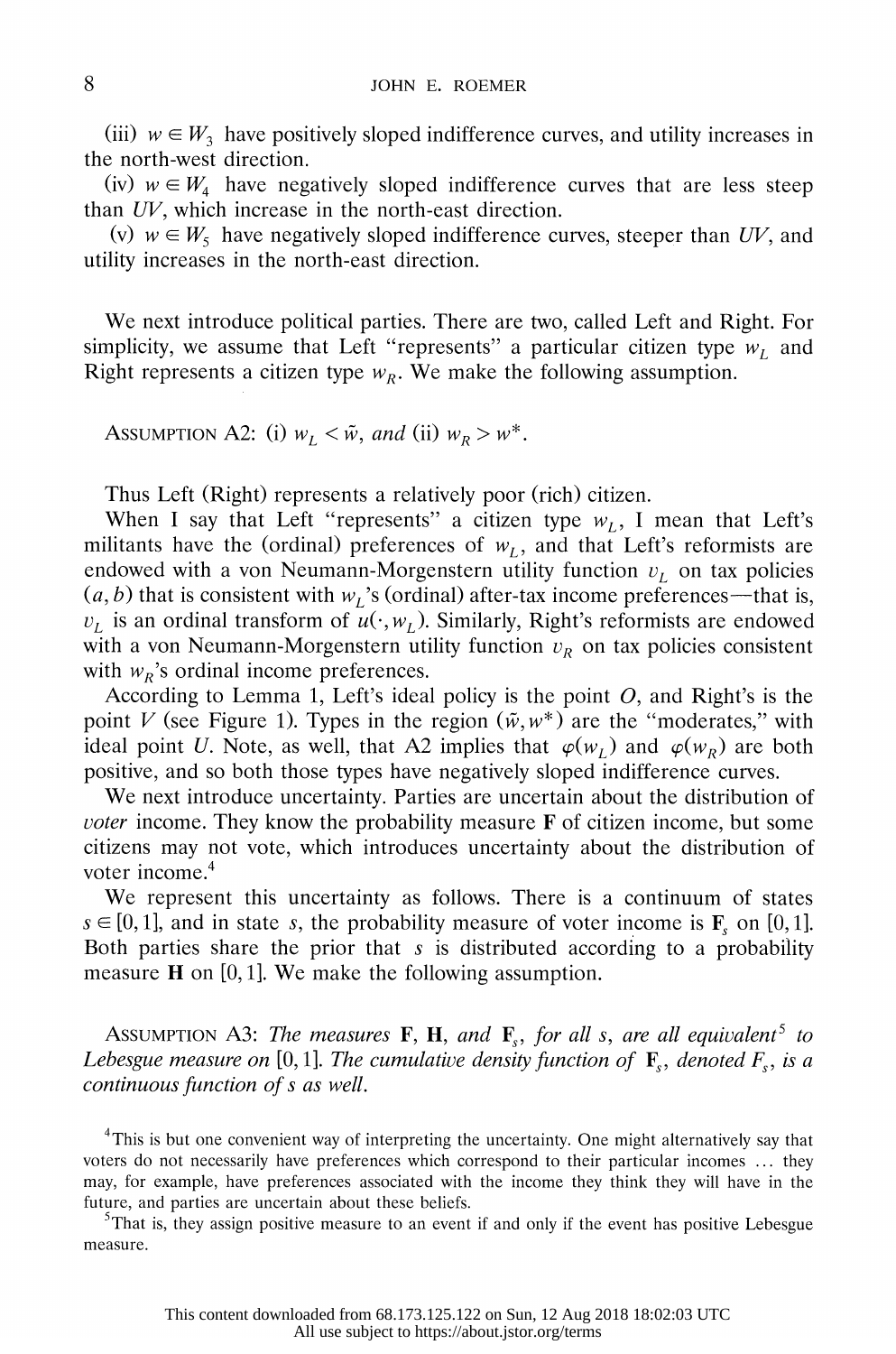(iii) $w \in W_3$ have positively sloped indifference curves, and utility increases in the north-west direction.

(iv) $w \in W_4$ have negatively sloped indifference curves that are less steep than $UV$, which increase in the north-east direction.

(v) $w \in W_5$ have negatively sloped indifference curves, steeper than $UV$, and utility increases in the north-east direction.

We next introduce political parties. There are two, called Left and Right. For simplicity, we assume that Left "represents" a particular citizen type $w_L$ and Right represents a citizen type $w_R$. We make the following assumption.

Assumption A2: *(i)* $w_L < \tilde{w}$, *and (ii)* $w_R > w^*$.

Thus Left (Right) represents a relatively poor (rich) citizen.

When I say that Left "represents" a citizen type $w_L$, I mean that Left's militants have the (ordinal) preferences of $w_L$, and that Left's reformists are endowed with a von Neumann-Morgenstern utility function $v_L$ on tax policies $(a, b)$ that is consistent with $w_L$'s (ordinal) after-tax income preferences—that is, $v_L$ is an ordinal transform of $u(\cdot, w_L)$. Similarly, Right's reformists are endowed with a von Neumann-Morgenstern utility function $v_R$ on tax policies consistent with $w_R$'s ordinal income preferences.

According to Lemma 1, Left's ideal policy is the point $O$, and Right's is the point $V$ (see Figure 1). Types in the region $(\tilde{w}, w^*)$ are the "moderates," with ideal point $U$. Note, as well, that A2 implies that $\varphi(w_L)$ and $\varphi(w_R)$ are both positive, and so both those types have negatively sloped indifference curves.

We next introduce uncertainty. Parties are uncertain about the distribution of *voter* income. They know the probability measure $\mathbf{F}$ of citizen income, but some citizens may not vote, which introduces uncertainty about the distribution of voter income.[4]

We represent this uncertainty as follows. There is a continuum of states $s \in [0, 1]$, and in state $s$, the probability measure of voter income is $\mathbf{F}_s$ on $[0, 1]$. Both parties share the prior that $s$ is distributed according to a probability measure $\mathbf{H}$ on $[0, 1]$. We make the following assumption.

Assumption A3: *The measures* $\mathbf{F}$, $\mathbf{H}$, *and* $\mathbf{F}_s$, *for all* $s$, *are all equivalent*[5] *to Lebesgue measure on* $[0, 1]$. *The cumulative density function of* $\mathbf{F}_s$, *denoted* $F_s$, *is a continuous function of* $s$ *as well.*

[4] This is but one convenient way of interpreting the uncertainty. One might alternatively say that voters do not necessarily have preferences which correspond to their particular incomes ... they may, for example, have preferences associated with the income they think they will have in the future, and parties are uncertain about these beliefs.

[5] That is, they assign positive measure to an event if and only if the event has positive Lebesgue measure.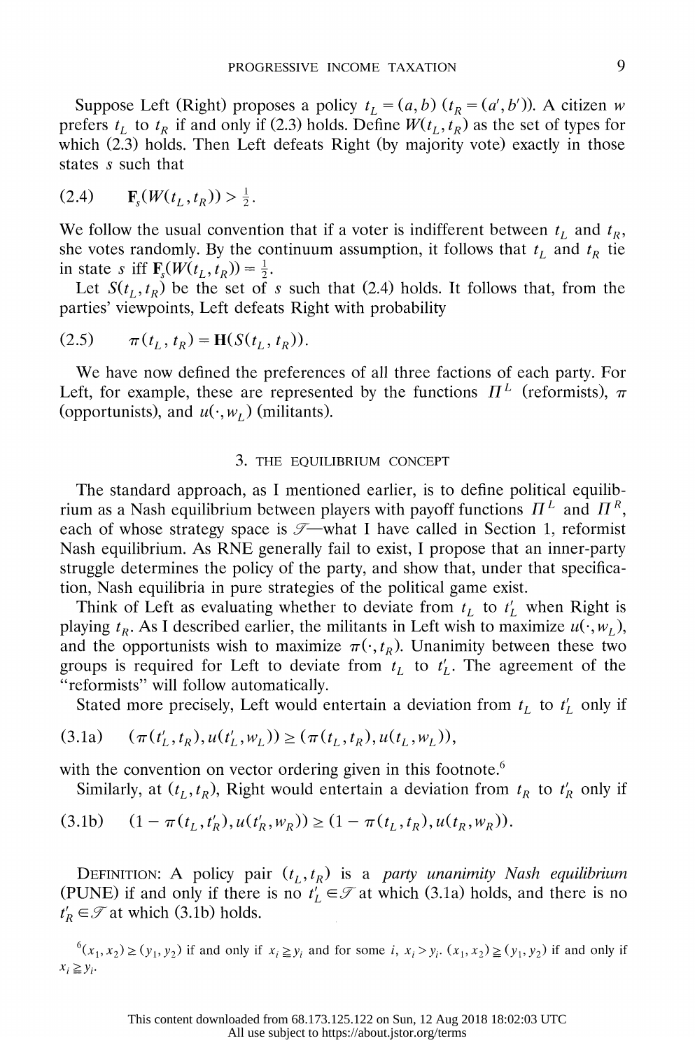Suppose Left (Right) proposes a policy $t_L = (a, b)$ $(t_R = (a', b'))$. A citizen $w$ prefers $t_L$ to $t_R$ if and only if (2.3) holds. Define $W(t_L, t_R)$ as the set of types for which (2.3) holds. Then Left defeats Right (by majority vote) exactly in those states $s$ such that

$$(2.4) \qquad \mathbf{F}_s(W(t_L, t_R)) > \tfrac{1}{2}.$$

We follow the usual convention that if a voter is indifferent between $t_L$ and $t_R$, she votes randomly. By the continuum assumption, it follows that $t_L$ and $t_R$ tie in state $s$ iff $\mathbf{F}_s(W(t_L, t_R)) = \frac{1}{2}$.

Let $S(t_L, t_R)$ be the set of $s$ such that (2.4) holds. It follows that, from the parties' viewpoints, Left defeats Right with probability

$$(2.5) \qquad \pi(t_L, t_R) = \mathbf{H}(S(t_L, t_R)).$$

We have now defined the preferences of all three factions of each party. For Left, for example, these are represented by the functions $\Pi^L$ (reformists), $\pi$ (opportunists), and $u(\cdot, w_L)$ (militants).

## 3. THE EQUILIBRIUM CONCEPT

The standard approach, as I mentioned earlier, is to define political equilibrium as a Nash equilibrium between players with payoff functions $\Pi^L$ and $\Pi^R$, each of whose strategy space is $\mathscr{T}$—what I have called in Section 1, reformist Nash equilibrium. As RNE generally fail to exist, I propose that an inner-party struggle determines the policy of the party, and show that, under that specification, Nash equilibria in pure strategies of the political game exist.

Think of Left as evaluating whether to deviate from $t_L$ to $t'_L$ when Right is playing $t_R$. As I described earlier, the militants in Left wish to maximize $u(\cdot, w_L)$, and the opportunists wish to maximize $\pi(\cdot, t_R)$. Unanimity between these two groups is required for Left to deviate from $t_L$ to $t'_L$. The agreement of the "reformists" will follow automatically.

Stated more precisely, Left would entertain a deviation from $t_L$ to $t'_L$ only if

$$(3.1\text{a}) \qquad (\pi(t'_L, t_R), u(t'_L, w_L)) \geq (\pi(t_L, t_R), u(t_L, w_L)),$$

with the convention on vector ordering given in this footnote.[6]

Similarly, at $(t_L, t_R)$, Right would entertain a deviation from $t_R$ to $t'_R$ only if

$$(3.1\text{b}) \qquad (1 - \pi(t_L, t'_R), u(t'_R, w_R)) \geq (1 - \pi(t_L, t_R), u(t_R, w_R)).$$

DEFINITION: A policy pair $(t_L, t_R)$ is a *party unanimity Nash equilibrium* (PUNE) if and only if there is no $t'_L \in \mathscr{T}$ at which (3.1a) holds, and there is no $t'_R \in \mathscr{T}$ at which (3.1b) holds.

[6] $(x_1, x_2) \geq (y_1, y_2)$ if and only if $x_i \geqq y_i$ and for some $i$, $x_i > y_i$. $(x_1, x_2) \geqq (y_1, y_2)$ if and only if $x_i \geqq y_i$.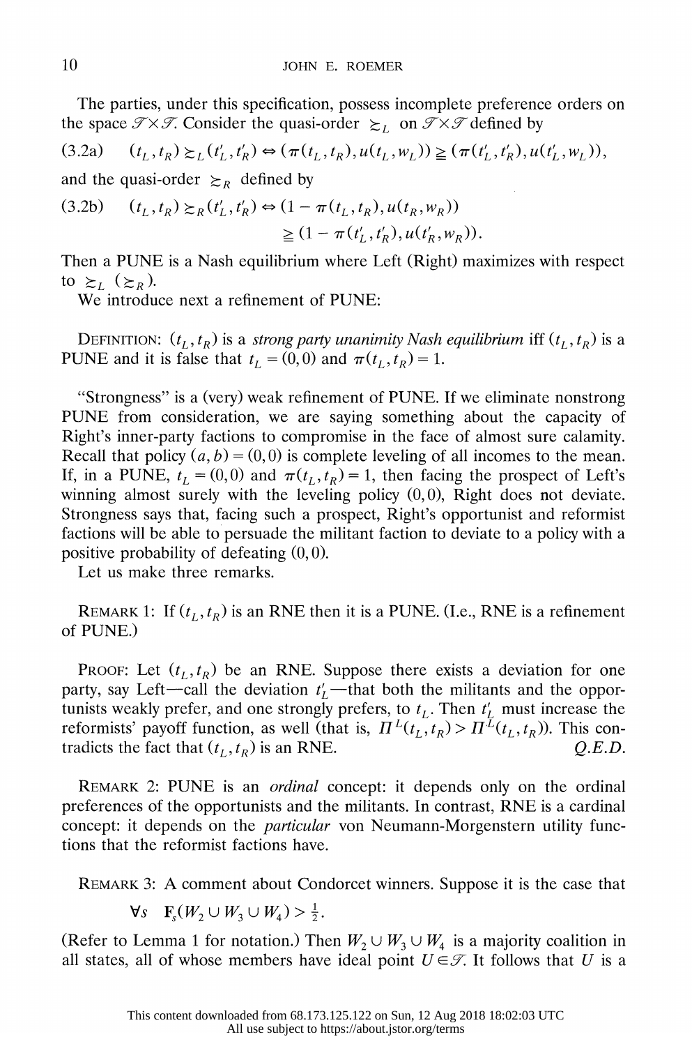The parties, under this specification, possess incomplete preference orders on the space $\mathcal{T} \times \mathcal{T}$. Consider the quasi-order $\succsim_L$ on $\mathcal{T} \times \mathcal{T}$ defined by

$$(3.2a) \quad (t_L, t_R) \succsim_L (t'_L, t'_R) \Leftrightarrow (\pi(t_L, t_R), u(t_L, w_L)) \geqq (\pi(t'_L, t'_R), u(t'_L, w_L)),$$

and the quasi-order $\succsim_R$ defined by

$$(3.2b) \quad (t_L, t_R) \succsim_R (t'_L, t'_R) \Leftrightarrow (1 - \pi(t_L, t_R), u(t_R, w_R)) \geqq (1 - \pi(t'_L, t'_R), u(t'_R, w_R)).$$

Then a PUNE is a Nash equilibrium where Left (Right) maximizes with respect to $\succsim_L$ ($\succsim_R$).

We introduce next a refinement of PUNE:

Definition: $(t_L, t_R)$ is a *strong party unanimity Nash equilibrium* iff $(t_L, t_R)$ is a PUNE and it is false that $t_L = (0,0)$ and $\pi(t_L, t_R) = 1$.

"Strongness" is a (very) weak refinement of PUNE. If we eliminate nonstrong PUNE from consideration, we are saying something about the capacity of Right's inner-party factions to compromise in the face of almost sure calamity. Recall that policy $(a, b) = (0,0)$ is complete leveling of all incomes to the mean. If, in a PUNE, $t_L = (0,0)$ and $\pi(t_L, t_R) = 1$, then facing the prospect of Left's winning almost surely with the leveling policy $(0,0)$, Right does not deviate. Strongness says that, facing such a prospect, Right's opportunist and reformist factions will be able to persuade the militant faction to deviate to a policy with a positive probability of defeating $(0,0)$.

Let us make three remarks.

Remark 1: If $(t_L, t_R)$ is an RNE then it is a PUNE. (I.e., RNE is a refinement of PUNE.)

Proof: Let $(t_L, t_R)$ be an RNE. Suppose there exists a deviation for one party, say Left—call the deviation $t'_L$—that both the militants and the opportunists weakly prefer, and one strongly prefers, to $t_L$. Then $t'_L$ must increase the reformists' payoff function, as well (that is, $\Pi^L(t'_L, t_R) > \Pi^L(t_L, t_R)$). This contradicts the fact that $(t_L, t_R)$ is an RNE. *Q.E.D.*

Remark 2: PUNE is an *ordinal* concept: it depends only on the ordinal preferences of the opportunists and the militants. In contrast, RNE is a cardinal concept: it depends on the *particular* von Neumann-Morgenstern utility functions that the reformist factions have.

Remark 3: A comment about Condorcet winners. Suppose it is the case that

$$\forall s \quad \mathbf{F}_s(W_2 \cup W_3 \cup W_4) > \tfrac{1}{2}.$$

(Refer to Lemma 1 for notation.) Then $W_2 \cup W_3 \cup W_4$ is a majority coalition in all states, all of whose members have ideal point $U \in \mathcal{T}$. It follows that $U$ is a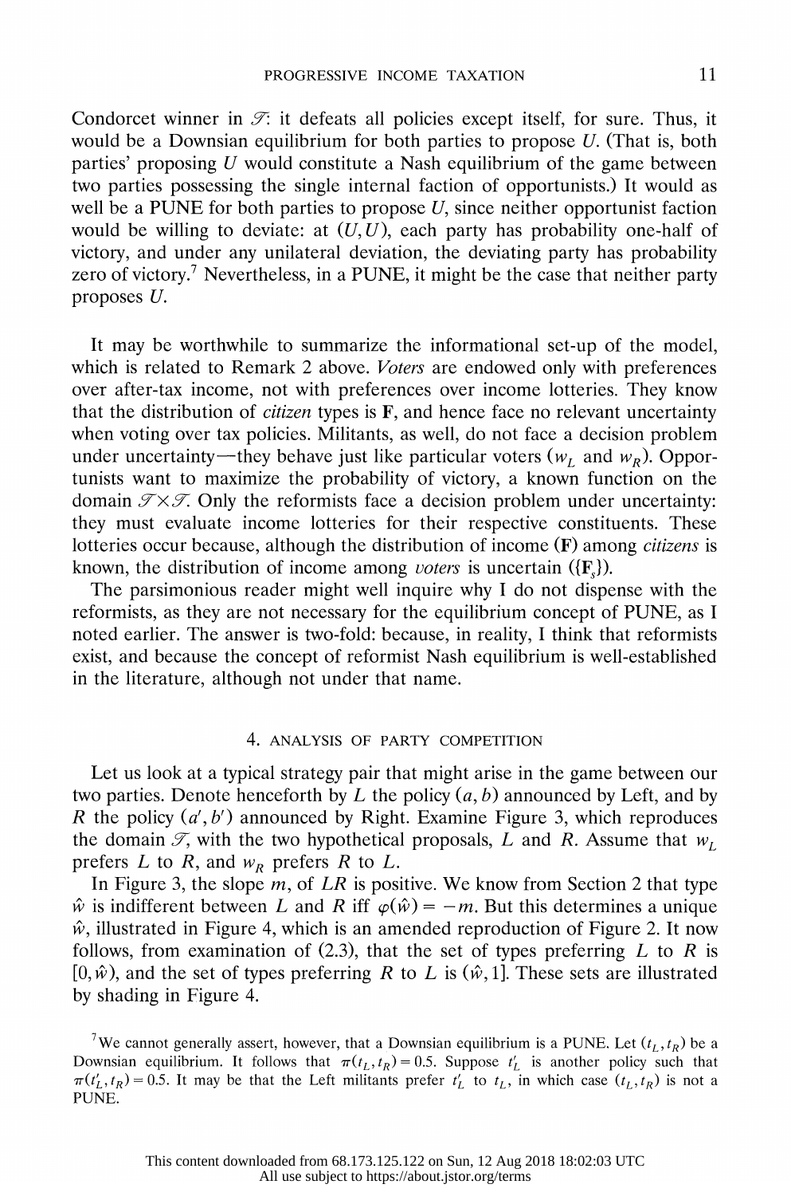Condorcet winner in $\mathscr{T}$: it defeats all policies except itself, for sure. Thus, it would be a Downsian equilibrium for both parties to propose $U$. (That is, both parties' proposing $U$ would constitute a Nash equilibrium of the game between two parties possessing the single internal faction of opportunists.) It would as well be a PUNE for both parties to propose $U$, since neither opportunist faction would be willing to deviate: at $(U, U)$, each party has probability one-half of victory, and under any unilateral deviation, the deviating party has probability zero of victory.[7] Nevertheless, in a PUNE, it might be the case that neither party proposes $U$.

It may be worthwhile to summarize the informational set-up of the model, which is related to Remark 2 above. *Voters* are endowed only with preferences over after-tax income, not with preferences over income lotteries. They know that the distribution of *citizen* types is $\mathbf{F}$, and hence face no relevant uncertainty when voting over tax policies. Militants, as well, do not face a decision problem under uncertainty—they behave just like particular voters ($w_L$ and $w_R$). Opportunists want to maximize the probability of victory, a known function on the domain $\mathscr{T} \times \mathscr{T}$. Only the reformists face a decision problem under uncertainty: they must evaluate income lotteries for their respective constituents. These lotteries occur because, although the distribution of income ($\mathbf{F}$) among *citizens* is known, the distribution of income among *voters* is uncertain ($\{\mathbf{F}_s\}$).

The parsimonious reader might well inquire why I do not dispense with the reformists, as they are not necessary for the equilibrium concept of PUNE, as I noted earlier. The answer is two-fold: because, in reality, I think that reformists exist, and because the concept of reformist Nash equilibrium is well-established in the literature, although not under that name.

## 4. Analysis of Party Competition

Let us look at a typical strategy pair that might arise in the game between our two parties. Denote henceforth by $L$ the policy $(a, b)$ announced by Left, and by $R$ the policy $(a', b')$ announced by Right. Examine Figure 3, which reproduces the domain $\mathscr{T}$, with the two hypothetical proposals, $L$ and $R$. Assume that $w_L$ prefers $L$ to $R$, and $w_R$ prefers $R$ to $L$.

In Figure 3, the slope $m$, of $LR$ is positive. We know from Section 2 that type $\hat{w}$ is indifferent between $L$ and $R$ iff $\varphi(\hat{w}) = -m$. But this determines a unique $\hat{w}$, illustrated in Figure 4, which is an amended reproduction of Figure 2. It now follows, from examination of (2.3), that the set of types preferring $L$ to $R$ is $[0, \hat{w})$, and the set of types preferring $R$ to $L$ is $(\hat{w}, 1]$. These sets are illustrated by shading in Figure 4.

[7] We cannot generally assert, however, that a Downsian equilibrium is a PUNE. Let $(t_L, t_R)$ be a Downsian equilibrium. It follows that $\pi(t_L, t_R) = 0.5$. Suppose $t_L'$ is another policy such that $\pi(t_L', t_R) = 0.5$. It may be that the Left militants prefer $t_L'$ to $t_L$, in which case $(t_L, t_R)$ is not a PUNE.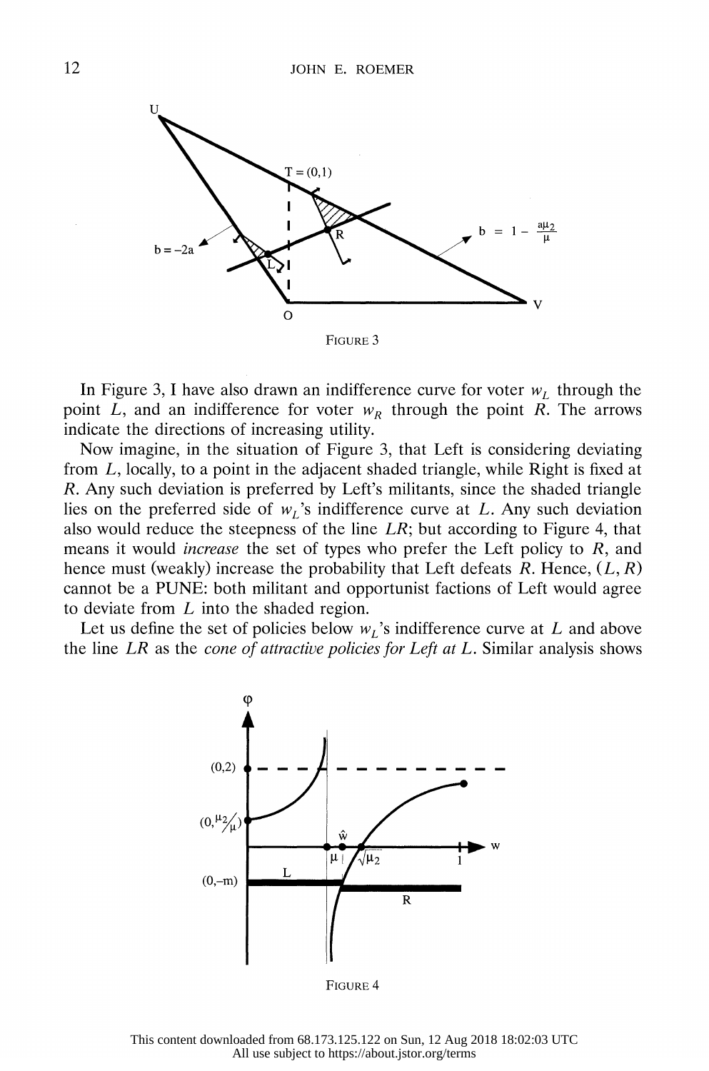FIGURE 3

In Figure 3, I have also drawn an indifference curve for voter $w_L$ through the point $L$, and an indifference for voter $w_R$ through the point $R$. The arrows indicate the directions of increasing utility.

Now imagine, in the situation of Figure 3, that Left is considering deviating from $L$, locally, to a point in the adjacent shaded triangle, while Right is fixed at $R$. Any such deviation is preferred by Left's militants, since the shaded triangle lies on the preferred side of $w_L$'s indifference curve at $L$. Any such deviation also would reduce the steepness of the line $LR$; but according to Figure 4, that means it would *increase* the set of types who prefer the Left policy to $R$, and hence must (weakly) increase the probability that Left defeats $R$. Hence, $(L, R)$ cannot be a PUNE: both militant and opportunist factions of Left would agree to deviate from $L$ into the shaded region.

Let us define the set of policies below $w_L$'s indifference curve at $L$ and above the line $LR$ as the *cone of attractive policies for Left at L*. Similar analysis shows

FIGURE 4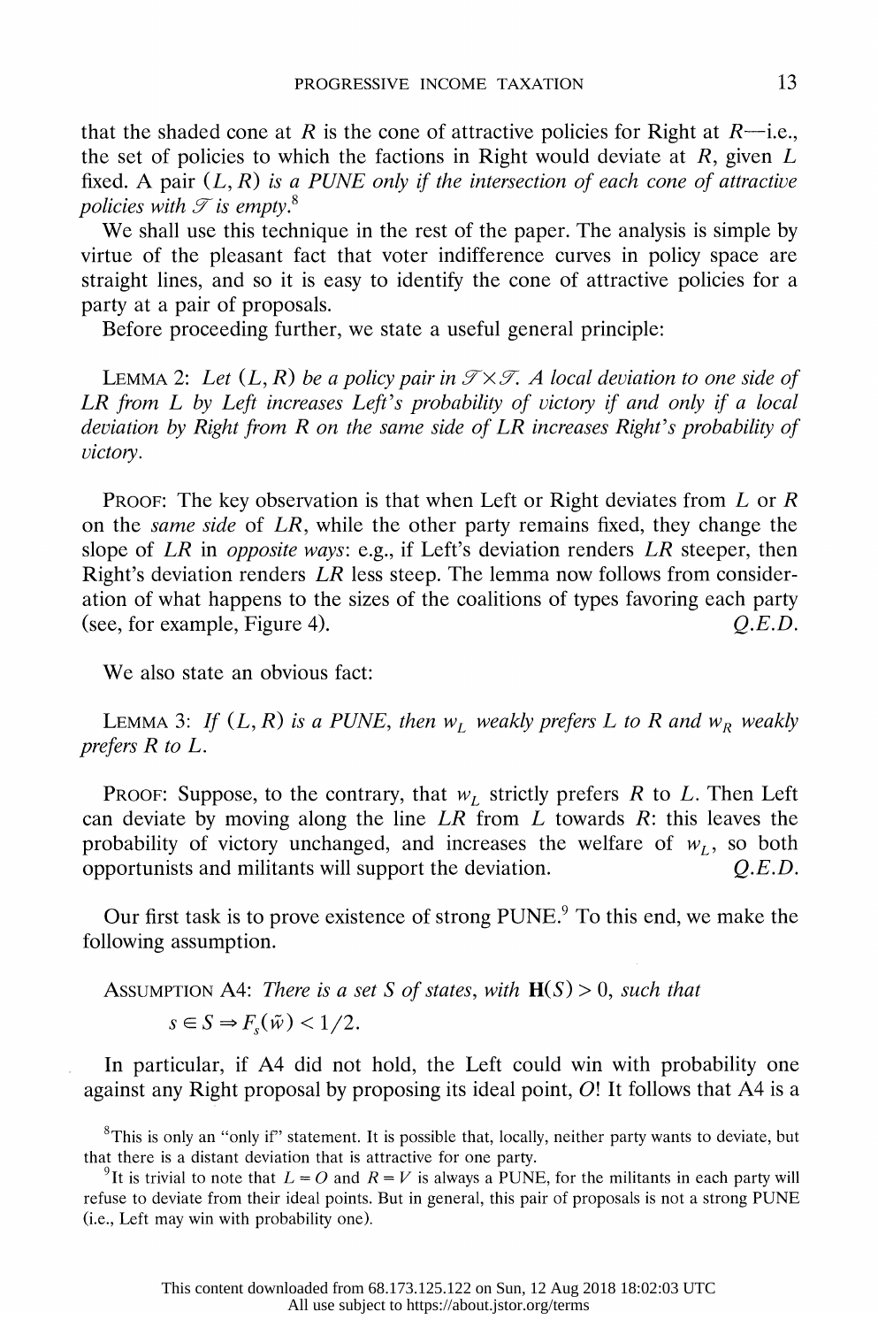that the shaded cone at $R$ is the cone of attractive policies for Right at $R$—i.e., the set of policies to which the factions in Right would deviate at $R$, given $L$ fixed. A pair $(L, R)$ *is a PUNE only if the intersection of each cone of attractive policies with* $\mathcal{T}$ *is empty*.[8]

We shall use this technique in the rest of the paper. The analysis is simple by virtue of the pleasant fact that voter indifference curves in policy space are straight lines, and so it is easy to identify the cone of attractive policies for a party at a pair of proposals.

Before proceeding further, we state a useful general principle:

LEMMA 2: *Let* $(L, R)$ *be a policy pair in* $\mathcal{T} \times \mathcal{T}$. *A local deviation to one side of* $LR$ *from* $L$ *by Left increases Left's probability of victory if and only if a local deviation by Right from* $R$ *on the same side of* $LR$ *increases Right's probability of victory.*

PROOF: The key observation is that when Left or Right deviates from $L$ or $R$ on the *same side* of $LR$, while the other party remains fixed, they change the slope of $LR$ in *opposite ways*: e.g., if Left's deviation renders $LR$ steeper, then Right's deviation renders $LR$ less steep. The lemma now follows from consideration of what happens to the sizes of the coalitions of types favoring each party (see, for example, Figure 4). *Q.E.D.*

We also state an obvious fact:

LEMMA 3: *If* $(L, R)$ *is a PUNE, then* $w_L$ *weakly prefers* $L$ *to* $R$ *and* $w_R$ *weakly prefers* $R$ *to* $L$.

PROOF: Suppose, to the contrary, that $w_L$ strictly prefers $R$ to $L$. Then Left can deviate by moving along the line $LR$ from $L$ towards $R$: this leaves the probability of victory unchanged, and increases the welfare of $w_L$, so both opportunists and militants will support the deviation. *Q.E.D.*

Our first task is to prove existence of strong PUNE.[9] To this end, we make the following assumption.

ASSUMPTION A4: *There is a set* $S$ *of states, with* $\mathbf{H}(S) > 0$, *such that*

$$s \in S \Rightarrow F_s(\tilde{w}) < 1/2.$$

In particular, if A4 did not hold, the Left could win with probability one against any Right proposal by proposing its ideal point, $O$! It follows that A4 is a

[8] This is only an "only if" statement. It is possible that, locally, neither party wants to deviate, but that there is a distant deviation that is attractive for one party.

[9] It is trivial to note that $L = O$ and $R = V$ is always a PUNE, for the militants in each party will refuse to deviate from their ideal points. But in general, this pair of proposals is not a strong PUNE (i.e., Left may win with probability one).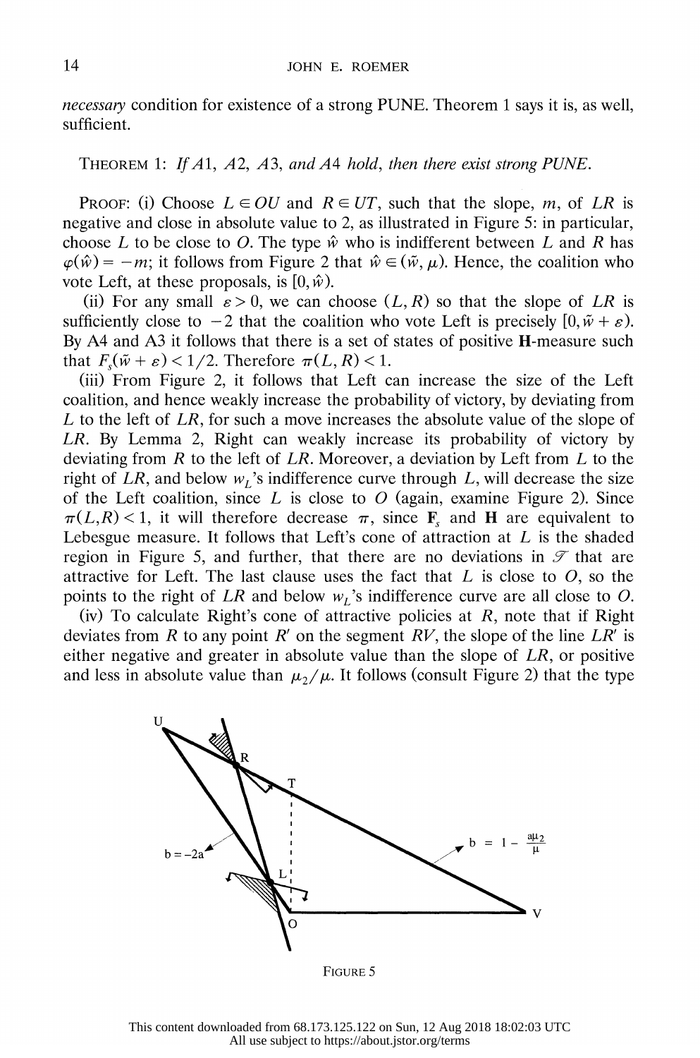*necessary* condition for existence of a strong PUNE. Theorem 1 says it is, as well, sufficient.

THEOREM 1: *If* $A1$, $A2$, $A3$, *and* $A4$ *hold*, *then there exist strong PUNE.*

PROOF: (i) Choose $L \in OU$ and $R \in UT$, such that the slope, $m$, of $LR$ is negative and close in absolute value to 2, as illustrated in Figure 5: in particular, choose $L$ to be close to $O$. The type $\hat{w}$ who is indifferent between $L$ and $R$ has $\varphi(\hat{w}) = -m$; it follows from Figure 2 that $\hat{w} \in (\tilde{w}, \mu)$. Hence, the coalition who vote Left, at these proposals, is $[0, \hat{w})$.

(ii) For any small $\varepsilon > 0$, we can choose $(L, R)$ so that the slope of $LR$ is sufficiently close to $-2$ that the coalition who vote Left is precisely $[0, \tilde{w} + \varepsilon)$. By A4 and A3 it follows that there is a set of states of positive $\mathbf{H}$-measure such that $F_s(\tilde{w} + \varepsilon) < 1/2$. Therefore $\pi(L, R) < 1$.

(iii) From Figure 2, it follows that Left can increase the size of the Left coalition, and hence weakly increase the probability of victory, by deviating from $L$ to the left of $LR$, for such a move increases the absolute value of the slope of $LR$. By Lemma 2, Right can weakly increase its probability of victory by deviating from $R$ to the left of $LR$. Moreover, a deviation by Left from $L$ to the right of $LR$, and below $w_L$'s indifference curve through $L$, will decrease the size of the Left coalition, since $L$ is close to $O$ (again, examine Figure 2). Since $\pi(L,R) < 1$, it will therefore decrease $\pi$, since $\mathbf{F}_s$ and $\mathbf{H}$ are equivalent to Lebesgue measure. It follows that Left's cone of attraction at $L$ is the shaded region in Figure 5, and further, that there are no deviations in $\mathcal{T}$ that are attractive for Left. The last clause uses the fact that $L$ is close to $O$, so the points to the right of $LR$ and below $w_L$'s indifference curve are all close to $O$.

(iv) To calculate Right's cone of attractive policies at $R$, note that if Right deviates from $R$ to any point $R'$ on the segment $RV$, the slope of the line $LR'$ is either negative and greater in absolute value than the slope of $LR$, or positive and less in absolute value than $\mu_2/\mu$. It follows (consult Figure 2) that the type

FIGURE 5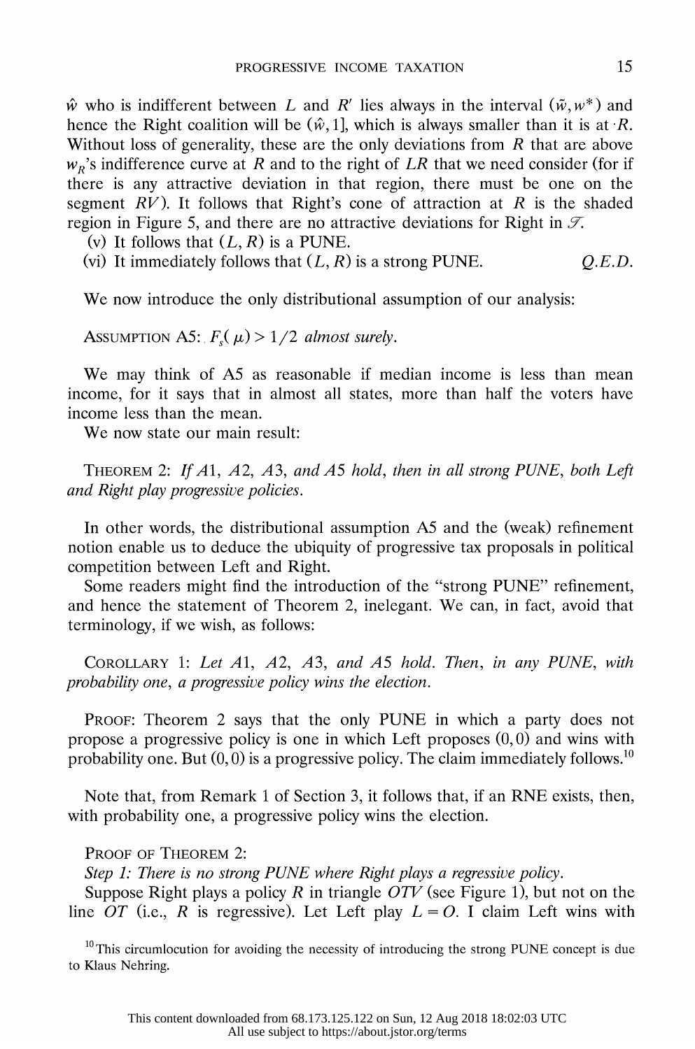$\hat{w}$ who is indifferent between $L$ and $R'$ lies always in the interval $(\tilde{w}, w^*)$ and hence the Right coalition will be $(\hat{w}, 1]$, which is always smaller than it is at $R$. Without loss of generality, these are the only deviations from $R$ that are above $w_R$'s indifference curve at $R$ and to the right of $LR$ that we need consider (for if there is any attractive deviation in that region, there must be one on the segment $RV$). It follows that Right's cone of attraction at $R$ is the shaded region in Figure 5, and there are no attractive deviations for Right in $\mathcal{T}$.

(v) It follows that $(L, R)$ is a PUNE.

(vi) It immediately follows that $(L, R)$ is a strong PUNE. *Q.E.D.*

We now introduce the only distributional assumption of our analysis:

ASSUMPTION A5: $F_s(\mu) > 1/2$ *almost surely.*

We may think of A5 as reasonable if median income is less than mean income, for it says that in almost all states, more than half the voters have income less than the mean.

We now state our main result:

THEOREM 2: *If A1, A2, A3, and A5 hold, then in all strong PUNE, both Left and Right play progressive policies.*

In other words, the distributional assumption A5 and the (weak) refinement notion enable us to deduce the ubiquity of progressive tax proposals in political competition between Left and Right.

Some readers might find the introduction of the "strong PUNE" refinement, and hence the statement of Theorem 2, inelegant. We can, in fact, avoid that terminology, if we wish, as follows:

COROLLARY 1: *Let A1, A2, A3, and A5 hold. Then, in any PUNE, with probability one, a progressive policy wins the election.*

PROOF: Theorem 2 says that the only PUNE in which a party does not propose a progressive policy is one in which Left proposes $(0, 0)$ and wins with probability one. But $(0, 0)$ is a progressive policy. The claim immediately follows.[10]

Note that, from Remark 1 of Section 3, it follows that, if an RNE exists, then, with probability one, a progressive policy wins the election.

PROOF OF THEOREM 2:

*Step 1: There is no strong PUNE where Right plays a regressive policy.*

Suppose Right plays a policy $R$ in triangle $OTV$ (see Figure 1), but not on the line $OT$ (i.e., $R$ is regressive). Let Left play $L = O$. I claim Left wins with

[10] This circumlocution for avoiding the necessity of introducing the strong PUNE concept is due to Klaus Nehring.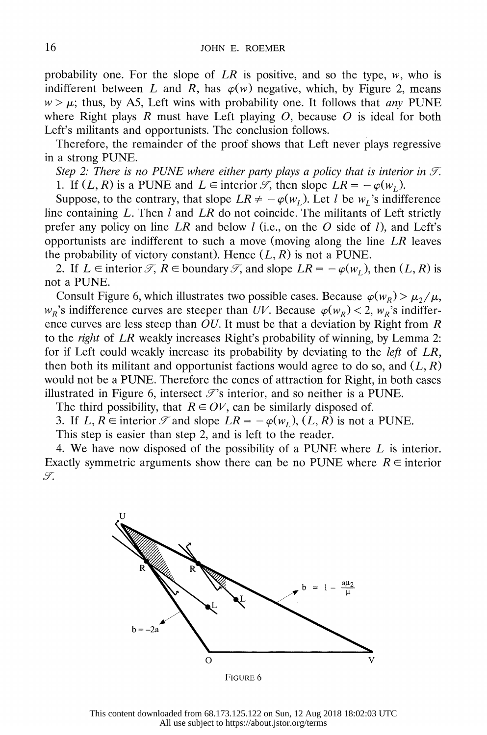probability one. For the slope of $LR$ is positive, and so the type, $w$, who is indifferent between $L$ and $R$, has $\varphi(w)$ negative, which, by Figure 2, means $w > \mu$; thus, by A5, Left wins with probability one. It follows that *any* PUNE where Right plays $R$ must have Left playing $O$, because $O$ is ideal for both Left's militants and opportunists. The conclusion follows.

Therefore, the remainder of the proof shows that Left never plays regressive in a strong PUNE.

*Step 2: There is no PUNE where either party plays a policy that is interior in $\mathscr{T}$.*

1. If $(L, R)$ is a PUNE and $L \in \text{interior } \mathscr{T}$, then slope $LR = -\varphi(w_L)$.

Suppose, to the contrary, that slope $LR \neq -\varphi(w_L)$. Let $l$ be $w_L$'s indifference line containing $L$. Then $l$ and $LR$ do not coincide. The militants of Left strictly prefer any policy on line $LR$ and below $l$ (i.e., on the $O$ side of $l$), and Left's opportunists are indifferent to such a move (moving along the line $LR$ leaves the probability of victory constant). Hence $(L, R)$ is not a PUNE.

2. If $L \in \text{interior } \mathscr{T}$, $R \in \text{boundary } \mathscr{T}$, and slope $LR = -\varphi(w_L)$, then $(L, R)$ is not a PUNE.

Consult Figure 6, which illustrates two possible cases. Because $\varphi(w_R) > \mu_2/\mu$, $w_R$'s indifference curves are steeper than $UV$. Because $\varphi(w_R) < 2$, $w_R$'s indifference curves are less steep than $OU$. It must be that a deviation by Right from $R$ to the *right* of $LR$ weakly increases Right's probability of winning, by Lemma 2: for if Left could weakly increase its probability by deviating to the *left* of $LR$, then both its militant and opportunist factions would agree to do so, and $(L, R)$ would not be a PUNE. Therefore the cones of attraction for Right, in both cases illustrated in Figure 6, intersect $\mathscr{T}$'s interior, and so neither is a PUNE.

The third possibility, that $R \in OV$, can be similarly disposed of.

3. If $L, R \in \text{interior } \mathscr{T}$ and slope $LR = -\varphi(w_L)$, $(L, R)$ is not a PUNE.

This step is easier than step 2, and is left to the reader.

4. We have now disposed of the possibility of a PUNE where $L$ is interior. Exactly symmetric arguments show there can be no PUNE where $R \in \text{interior } \mathscr{T}$.

FIGURE 6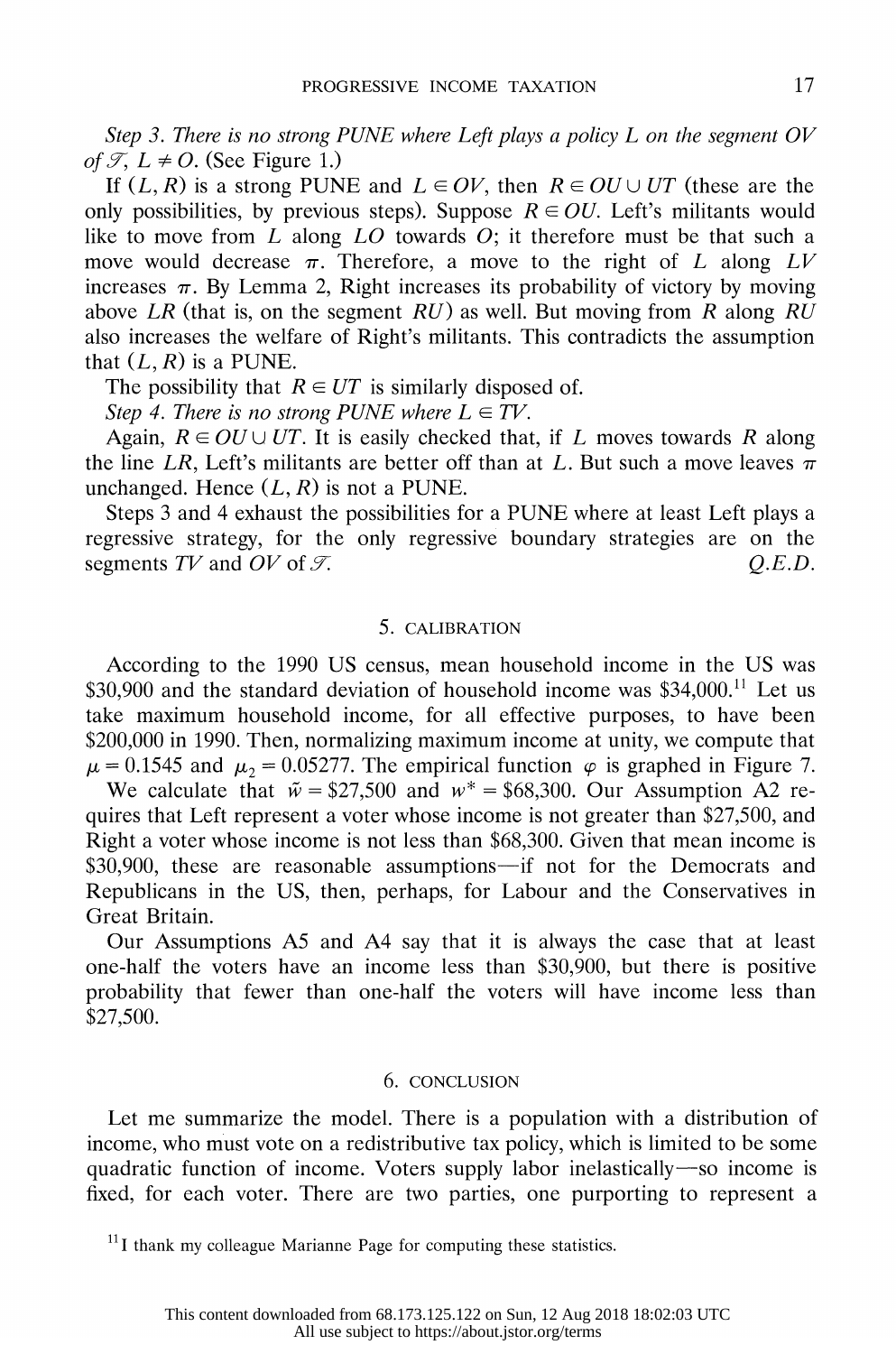*Step 3. There is no strong PUNE where Left plays a policy $L$ on the segment $OV$ of $\mathcal{T}$, $L \neq O$.* (See Figure 1.)

If $(L, R)$ is a strong PUNE and $L \in OV$, then $R \in OU \cup UT$ (these are the only possibilities, by previous steps). Suppose $R \in OU$. Left's militants would like to move from $L$ along $LO$ towards $O$; it therefore must be that such a move would decrease $\pi$. Therefore, a move to the right of $L$ along $LV$ increases $\pi$. By Lemma 2, Right increases its probability of victory by moving above $LR$ (that is, on the segment $RU$) as well. But moving from $R$ along $RU$ also increases the welfare of Right's militants. This contradicts the assumption that $(L, R)$ is a PUNE.

The possibility that $R \in UT$ is similarly disposed of.

*Step 4. There is no strong PUNE where $L \in TV$.*

Again, $R \in OU \cup UT$. It is easily checked that, if $L$ moves towards $R$ along the line $LR$, Left's militants are better off than at $L$. But such a move leaves $\pi$ unchanged. Hence $(L, R)$ is not a PUNE.

Steps 3 and 4 exhaust the possibilities for a PUNE where at least Left plays a regressive strategy, for the only regressive boundary strategies are on the segments $TV$ and $OV$ of $\mathcal{T}$. *Q.E.D.*

## 5. CALIBRATION

According to the 1990 US census, mean household income in the US was \$30,900 and the standard deviation of household income was \$34,000.[11] Let us take maximum household income, for all effective purposes, to have been \$200,000 in 1990. Then, normalizing maximum income at unity, we compute that $\mu = 0.1545$ and $\mu_2 = 0.05277$. The empirical function $\varphi$ is graphed in Figure 7.

We calculate that $\tilde{w} = \$27{,}500$ and $w^* = \$68{,}300$. Our Assumption A2 requires that Left represent a voter whose income is not greater than \$27,500, and Right a voter whose income is not less than \$68,300. Given that mean income is \$30,900, these are reasonable assumptions—if not for the Democrats and Republicans in the US, then, perhaps, for Labour and the Conservatives in Great Britain.

Our Assumptions A5 and A4 say that it is always the case that at least one-half the voters have an income less than \$30,900, but there is positive probability that fewer than one-half the voters will have income less than \$27,500.

## 6. CONCLUSION

Let me summarize the model. There is a population with a distribution of income, who must vote on a redistributive tax policy, which is limited to be some quadratic function of income. Voters supply labor inelastically—so income is fixed, for each voter. There are two parties, one purporting to represent a

[11] I thank my colleague Marianne Page for computing these statistics.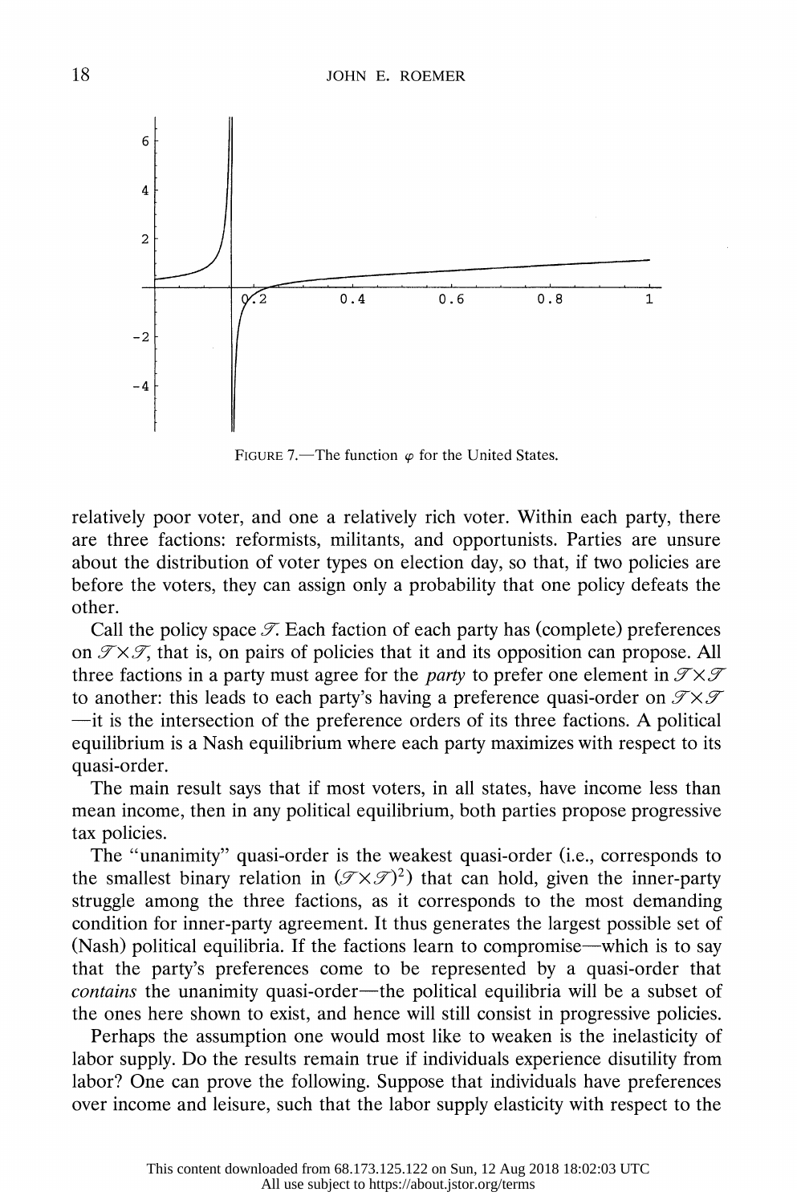FIGURE 7.—The function $\varphi$ for the United States.

relatively poor voter, and one a relatively rich voter. Within each party, there are three factions: reformists, militants, and opportunists. Parties are unsure about the distribution of voter types on election day, so that, if two policies are before the voters, they can assign only a probability that one policy defeats the other.

Call the policy space $\mathcal{T}$. Each faction of each party has (complete) preferences on $\mathcal{T} \times \mathcal{T}$, that is, on pairs of policies that it and its opposition can propose. All three factions in a party must agree for the *party* to prefer one element in $\mathcal{T} \times \mathcal{T}$ to another: this leads to each party's having a preference quasi-order on $\mathcal{T} \times \mathcal{T}$—it is the intersection of the preference orders of its three factions. A political equilibrium is a Nash equilibrium where each party maximizes with respect to its quasi-order.

The main result says that if most voters, in all states, have income less than mean income, then in any political equilibrium, both parties propose progressive tax policies.

The "unanimity" quasi-order is the weakest quasi-order (i.e., corresponds to the smallest binary relation in $(\mathcal{T} \times \mathcal{T})^2$) that can hold, given the inner-party struggle among the three factions, as it corresponds to the most demanding condition for inner-party agreement. It thus generates the largest possible set of (Nash) political equilibria. If the factions learn to compromise—which is to say that the party's preferences come to be represented by a quasi-order that *contains* the unanimity quasi-order—the political equilibria will be a subset of the ones here shown to exist, and hence will still consist in progressive policies.

Perhaps the assumption one would most like to weaken is the inelasticity of labor supply. Do the results remain true if individuals experience disutility from labor? One can prove the following. Suppose that individuals have preferences over income and leisure, such that the labor supply elasticity with respect to the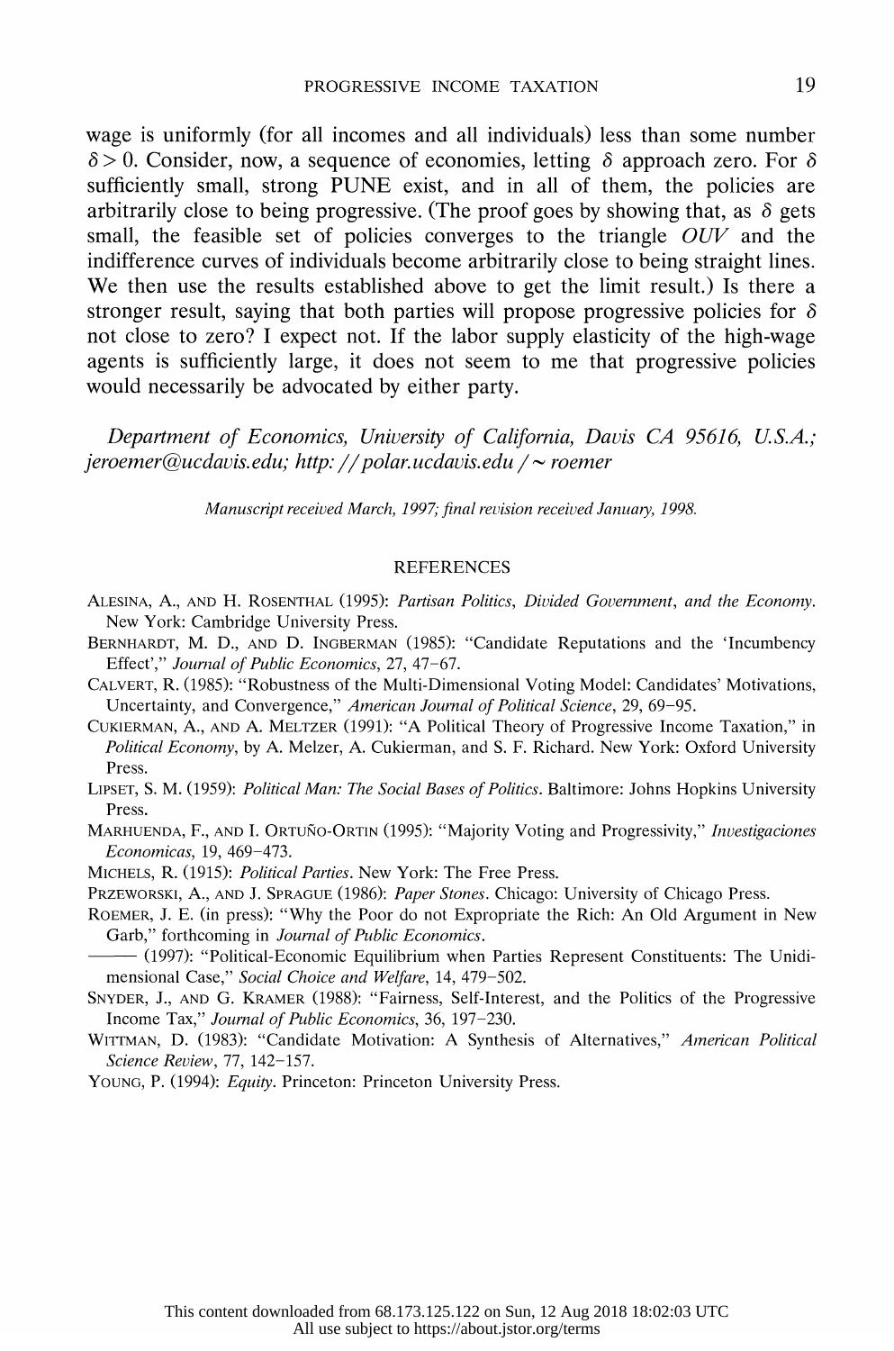wage is uniformly (for all incomes and all individuals) less than some number $\delta > 0$. Consider, now, a sequence of economies, letting $\delta$ approach zero. For $\delta$ sufficiently small, strong PUNE exist, and in all of them, the policies are arbitrarily close to being progressive. (The proof goes by showing that, as $\delta$ gets small, the feasible set of policies converges to the triangle $OUV$ and the indifference curves of individuals become arbitrarily close to being straight lines. We then use the results established above to get the limit result.) Is there a stronger result, saying that both parties will propose progressive policies for $\delta$ not close to zero? I expect not. If the labor supply elasticity of the high-wage agents is sufficiently large, it does not seem to me that progressive policies would necessarily be advocated by either party.

*Department of Economics, University of California, Davis CA 95616, U.S.A.; jeroemer@ucdavis.edu; http://polar.ucdavis.edu/~roemer*

*Manuscript received March, 1997; final revision received January, 1998.*

## REFERENCES

ALESINA, A., AND H. ROSENTHAL (1995): *Partisan Politics, Divided Government, and the Economy*. New York: Cambridge University Press.

BERNHARDT, M. D., AND D. INGBERMAN (1985): "Candidate Reputations and the 'Incumbency Effect'," *Journal of Public Economics*, 27, 47–67.

CALVERT, R. (1985): "Robustness of the Multi-Dimensional Voting Model: Candidates' Motivations, Uncertainty, and Convergence," *American Journal of Political Science*, 29, 69–95.

CUKIERMAN, A., AND A. MELTZER (1991): "A Political Theory of Progressive Income Taxation," in *Political Economy*, by A. Melzer, A. Cukierman, and S. F. Richard. New York: Oxford University Press.

LIPSET, S. M. (1959): *Political Man: The Social Bases of Politics*. Baltimore: Johns Hopkins University Press.

MARHUENDA, F., AND I. ORTUÑO-ORTIN (1995): "Majority Voting and Progressivity," *Investigaciones Economicas*, 19, 469–473.

MICHELS, R. (1915): *Political Parties*. New York: The Free Press.

PRZEWORSKI, A., AND J. SPRAGUE (1986): *Paper Stones*. Chicago: University of Chicago Press.

ROEMER, J. E. (in press): "Why the Poor do not Expropriate the Rich: An Old Argument in New Garb," forthcoming in *Journal of Public Economics*.

——— (1997): "Political-Economic Equilibrium when Parties Represent Constituents: The Unidimensional Case," *Social Choice and Welfare*, 14, 479–502.

SNYDER, J., AND G. KRAMER (1988): "Fairness, Self-Interest, and the Politics of the Progressive Income Tax," *Journal of Public Economics*, 36, 197–230.

WITTMAN, D. (1983): "Candidate Motivation: A Synthesis of Alternatives," *American Political Science Review*, 77, 142–157.

YOUNG, P. (1994): *Equity*. Princeton: Princeton University Press.